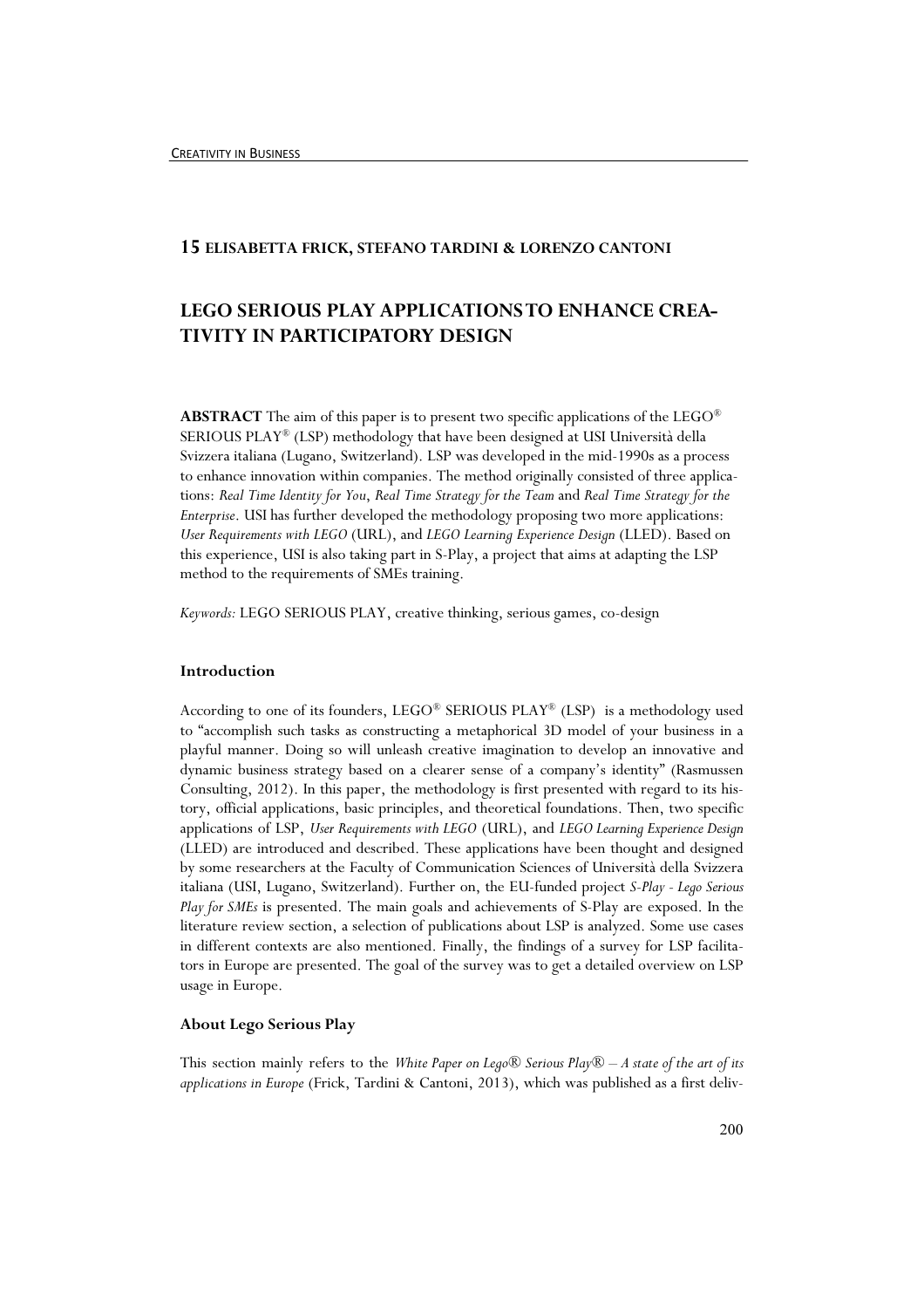## 15 ELISABETTA FRICK, STEFANO TARDINI & LORENZO CANTONI

# LEGO SERIOUS PLAY APPLICATIONS TO ENHANCE CREATIVITY IN PARTICIPATORY DESIGN

**ABSTRACT** The aim of this paper is to present two specific applications of the LEGO® SERIOUS PLAY® (LSP) methodology that have been designed at USI Università della Svizzera italiana (Lugano, Switzerland). LSP was developed in the mid-1990s as a process to enhance innovation within companies. The method originally consisted of three applications: *Real Time Identity for You*, *Real Time Strategy for the Team* and *Real Time Strategy for the Enterprise*. USI has further developed the methodology proposing two more applications: *User Requirements with LEGO* (URL), and *LEGO Learning Experience Design* (LLED). Based on this experience, USI is also taking part in S-Play, a project that aims at adapting the LSP method to the requirements of SMEs training.

*Keywords:* LEGO SERIOUS PLAY, creative thinking, serious games, co-design

### Introduction

According to one of its founders, LEGO® SERIOUS PLAY® (LSP) is a methodology used to "accomplish such tasks as constructing a metaphorical 3D model of your business in a playful manner. Doing so will unleash creative imagination to develop an innovative and dynamic business strategy based on a clearer sense of a company's identity" (Rasmussen Consulting, 2012). In this paper, the methodology is first presented with regard to its history, official applications, basic principles, and theoretical foundations. Then, two specific applications of LSP, *User Requirements with LEGO* (URL), and *LEGO Learning Experience Design* (LLED) are introduced and described. These applications have been thought and designed by some researchers at the Faculty of Communication Sciences of Università della Svizzera italiana (USI, Lugano, Switzerland). Further on, the EU-funded project *S-Play - Lego Serious Play for SMEs* is presented. The main goals and achievements of S-Play are exposed. In the literature review section, a selection of publications about LSP is analyzed. Some use cases in different contexts are also mentioned. Finally, the findings of a survey for LSP facilitators in Europe are presented. The goal of the survey was to get a detailed overview on LSP usage in Europe.

### About Lego Serious Play

This section mainly refers to the *White Paper on Lego® Serious Play® – A state of the art of its applications in Europe* (Frick, Tardini & Cantoni, 2013), which was published as a first deliv-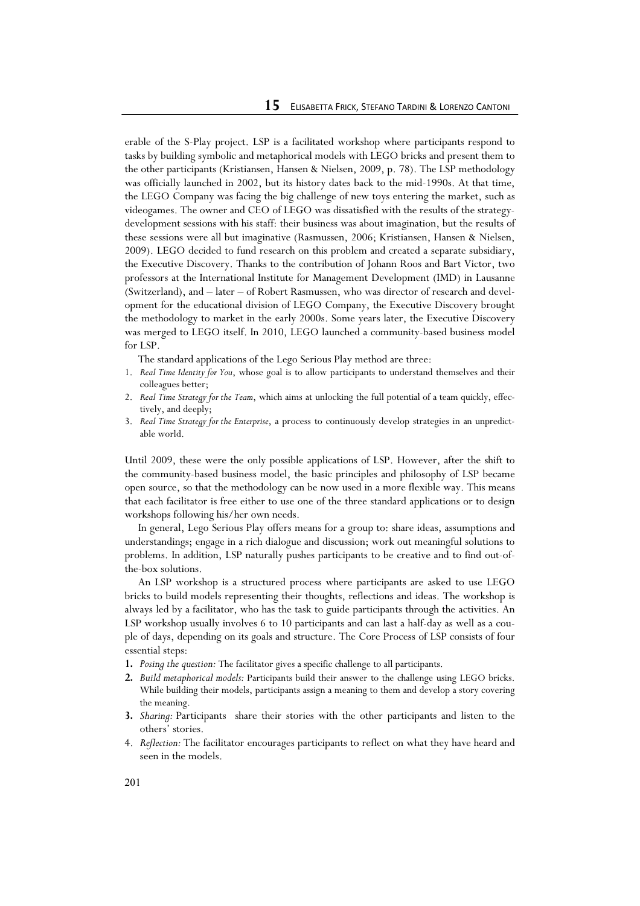erable of the S-Play project. LSP is a facilitated workshop where participants respond to tasks by building symbolic and metaphorical models with LEGO bricks and present them to the other participants (Kristiansen, Hansen & Nielsen, 2009, p. 78). The LSP methodology was officially launched in 2002, but its history dates back to the mid-1990s. At that time, the LEGO Company was facing the big challenge of new toys entering the market, such as videogames. The owner and CEO of LEGO was dissatisfied with the results of the strategy-development sessions with his staff: their business was about imagination, but the results of these sessions were all but imaginative (Rasmussen, 2006; Kristiansen, Hansen & Nielsen, 2009). LEGO decided to fund research on this problem and created a separate subsidiary, the Executive Discovery. Thanks to the contribution of Johann Roos and Bart Victor, two professors at the International Institute for Management Development (IMD) in Lausanne (Switzerland), and – later – of Robert Rasmussen, who was director of research and development for the educational division of LEGO Company, the Executive Discovery brought the methodology to market in the early 2000s. Some years later, the Executive Discovery was merged to LEGO itself. In 2010, LEGO launched a community-based business model for LSP.

The standard applications of the Lego Serious Play method are three:

1. *Real Time Identity for You*, whose goal is to allow participants to understand themselves and their colleagues better;
2. *Real Time Strategy for the Team*, which aims at unlocking the full potential of a team quickly, effectively, and deeply;
3. *Real Time Strategy for the Enterprise*, a process to continuously develop strategies in an unpredictable world.

Until 2009, these were the only possible applications of LSP. However, after the shift to the community-based business model, the basic principles and philosophy of LSP became open source, so that the methodology can be now used in a more flexible way. This means that each facilitator is free either to use one of the three standard applications or to design workshops following his/her own needs.

In general, Lego Serious Play offers means for a group to: share ideas, assumptions and understandings; engage in a rich dialogue and discussion; work out meaningful solutions to problems. In addition, LSP naturally pushes participants to be creative and to find out-of-the-box solutions.

An LSP workshop is a structured process where participants are asked to use LEGO bricks to build models representing their thoughts, reflections and ideas. The workshop is always led by a facilitator, who has the task to guide participants through the activities. An LSP workshop usually involves 6 to 10 participants and can last a half-day as well as a couple of days, depending on its goals and structure. The Core Process of LSP consists of four essential steps:

1. *Posing the question:* The facilitator gives a specific challenge to all participants.
2. *Build metaphorical models:* Participants build their answer to the challenge using LEGO bricks. While building their models, participants assign a meaning to them and develop a story covering the meaning.
3. *Sharing:* Participants share their stories with the other participants and listen to the others' stories.
4. *Reflection:* The facilitator encourages participants to reflect on what they have heard and seen in the models.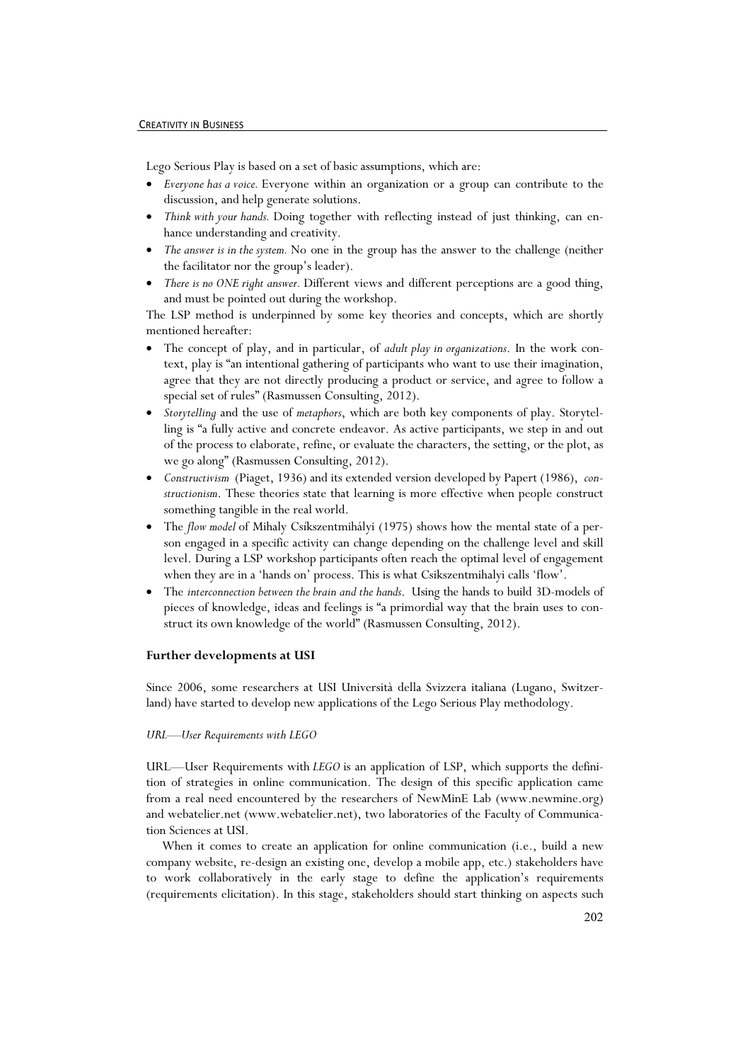Lego Serious Play is based on a set of basic assumptions, which are:

- *Everyone has a voice.* Everyone within an organization or a group can contribute to the discussion, and help generate solutions.
- *Think with your hands.* Doing together with reflecting instead of just thinking, can enhance understanding and creativity.
- *The answer is in the system.* No one in the group has the answer to the challenge (neither the facilitator nor the group's leader).
- *There is no ONE right answer.* Different views and different perceptions are a good thing, and must be pointed out during the workshop.

The LSP method is underpinned by some key theories and concepts, which are shortly mentioned hereafter:

- The concept of play, and in particular, of *adult play in organizations*. In the work context, play is "an intentional gathering of participants who want to use their imagination, agree that they are not directly producing a product or service, and agree to follow a special set of rules" (Rasmussen Consulting, 2012).
- *Storytelling* and the use of *metaphors*, which are both key components of play. Storytelling is "a fully active and concrete endeavor. As active participants, we step in and out of the process to elaborate, refine, or evaluate the characters, the setting, or the plot, as we go along" (Rasmussen Consulting, 2012).
- *Constructivism* (Piaget, 1936) and its extended version developed by Papert (1986), *constructionism*. These theories state that learning is more effective when people construct something tangible in the real world.
- The *flow model* of Mihaly Csíkszentmihályi (1975) shows how the mental state of a person engaged in a specific activity can change depending on the challenge level and skill level. During a LSP workshop participants often reach the optimal level of engagement when they are in a 'hands on' process. This is what Csikszentmihalyi calls 'flow'.
- The *interconnection between the brain and the hands*. Using the hands to build 3D-models of pieces of knowledge, ideas and feelings is "a primordial way that the brain uses to construct its own knowledge of the world" (Rasmussen Consulting, 2012).

## Further developments at USI

Since 2006, some researchers at USI Università della Svizzera italiana (Lugano, Switzerland) have started to develop new applications of the Lego Serious Play methodology.

### *URL—User Requirements with LEGO*

URL—User Requirements with *LEGO* is an application of LSP, which supports the definition of strategies in online communication. The design of this specific application came from a real need encountered by the researchers of NewMinE Lab (www.newmine.org) and webatelier.net (www.webatelier.net), two laboratories of the Faculty of Communication Sciences at USI.

When it comes to create an application for online communication (i.e., build a new company website, re-design an existing one, develop a mobile app, etc.) stakeholders have to work collaboratively in the early stage to define the application's requirements (requirements elicitation). In this stage, stakeholders should start thinking on aspects such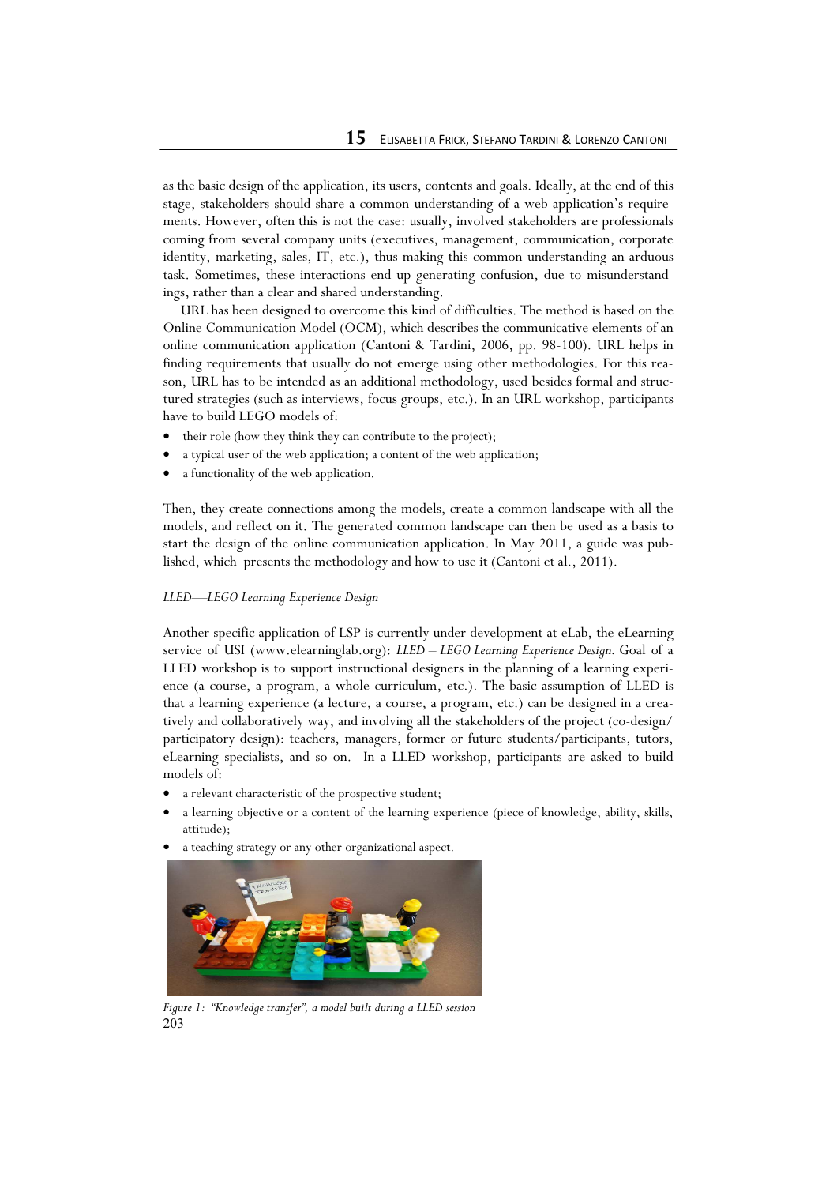as the basic design of the application, its users, contents and goals. Ideally, at the end of this stage, stakeholders should share a common understanding of a web application's requirements. However, often this is not the case: usually, involved stakeholders are professionals coming from several company units (executives, management, communication, corporate identity, marketing, sales, IT, etc.), thus making this common understanding an arduous task. Sometimes, these interactions end up generating confusion, due to misunderstandings, rather than a clear and shared understanding.

URL has been designed to overcome this kind of difficulties. The method is based on the Online Communication Model (OCM), which describes the communicative elements of an online communication application (Cantoni & Tardini, 2006, pp. 98-100). URL helps in finding requirements that usually do not emerge using other methodologies. For this reason, URL has to be intended as an additional methodology, used besides formal and structured strategies (such as interviews, focus groups, etc.). In an URL workshop, participants have to build LEGO models of:

- their role (how they think they can contribute to the project);
- a typical user of the web application; a content of the web application;
- a functionality of the web application.

Then, they create connections among the models, create a common landscape with all the models, and reflect on it. The generated common landscape can then be used as a basis to start the design of the online communication application. In May 2011, a guide was published, which presents the methodology and how to use it (Cantoni et al., 2011).

*LLED—LEGO Learning Experience Design*

Another specific application of LSP is currently under development at eLab, the eLearning service of USI (www.elearninglab.org): *LLED – LEGO Learning Experience Design.* Goal of a LLED workshop is to support instructional designers in the planning of a learning experience (a course, a program, a whole curriculum, etc.). The basic assumption of LLED is that a learning experience (a lecture, a course, a program, etc.) can be designed in a creatively and collaboratively way, and involving all the stakeholders of the project (co-design/participatory design): teachers, managers, former or future students/participants, tutors, eLearning specialists, and so on. In a LLED workshop, participants are asked to build models of:

- a relevant characteristic of the prospective student;
- a learning objective or a content of the learning experience (piece of knowledge, ability, skills, attitude);
- a teaching strategy or any other organizational aspect.

*Figure 1: "Knowledge transfer", a model built during a LLED session*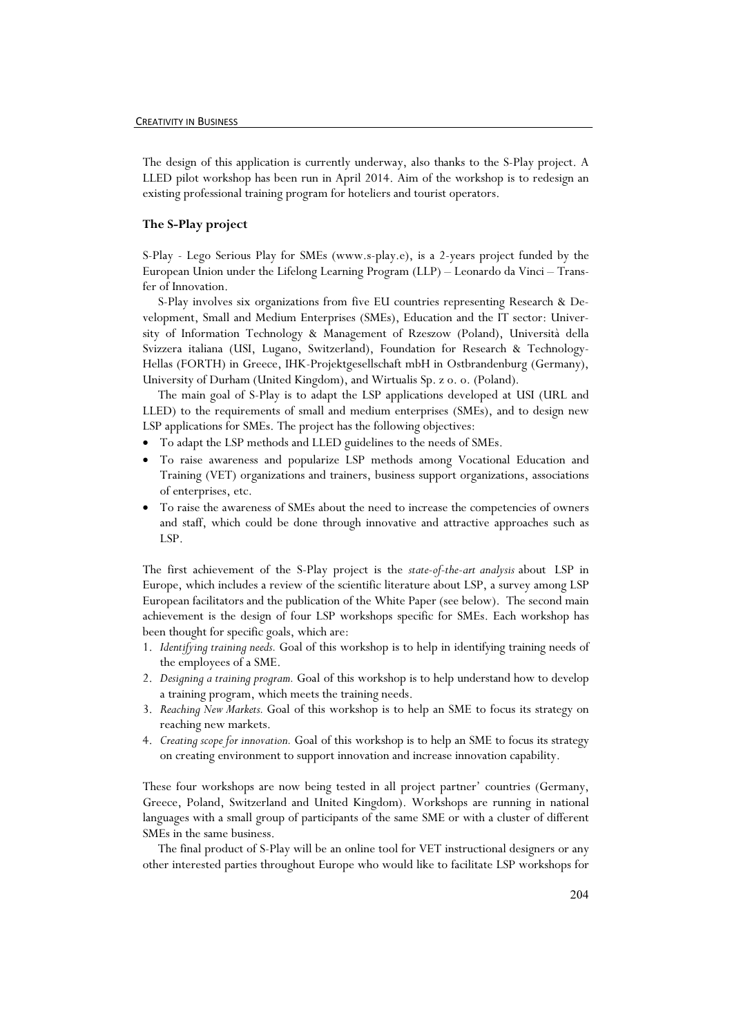The design of this application is currently underway, also thanks to the S-Play project. A LLED pilot workshop has been run in April 2014. Aim of the workshop is to redesign an existing professional training program for hoteliers and tourist operators.

## The S-Play project

S-Play - Lego Serious Play for SMEs (www.s-play.e), is a 2-years project funded by the European Union under the Lifelong Learning Program (LLP) – Leonardo da Vinci – Transfer of Innovation.

S-Play involves six organizations from five EU countries representing Research & Development, Small and Medium Enterprises (SMEs), Education and the IT sector: University of Information Technology & Management of Rzeszow (Poland), Università della Svizzera italiana (USI, Lugano, Switzerland), Foundation for Research & Technology-Hellas (FORTH) in Greece, IHK-Projektgesellschaft mbH in Ostbrandenburg (Germany), University of Durham (United Kingdom), and Wirtualis Sp. z o. o. (Poland).

The main goal of S-Play is to adapt the LSP applications developed at USI (URL and LLED) to the requirements of small and medium enterprises (SMEs), and to design new LSP applications for SMEs. The project has the following objectives:

- To adapt the LSP methods and LLED guidelines to the needs of SMEs.
- To raise awareness and popularize LSP methods among Vocational Education and Training (VET) organizations and trainers, business support organizations, associations of enterprises, etc.
- To raise the awareness of SMEs about the need to increase the competencies of owners and staff, which could be done through innovative and attractive approaches such as LSP.

The first achievement of the S-Play project is the *state-of-the-art analysis* about LSP in Europe, which includes a review of the scientific literature about LSP, a survey among LSP European facilitators and the publication of the White Paper (see below). The second main achievement is the design of four LSP workshops specific for SMEs. Each workshop has been thought for specific goals, which are:

1. *Identifying training needs.* Goal of this workshop is to help in identifying training needs of the employees of a SME.
2. *Designing a training program.* Goal of this workshop is to help understand how to develop a training program, which meets the training needs.
3. *Reaching New Markets.* Goal of this workshop is to help an SME to focus its strategy on reaching new markets.
4. *Creating scope for innovation.* Goal of this workshop is to help an SME to focus its strategy on creating environment to support innovation and increase innovation capability.

These four workshops are now being tested in all project partner' countries (Germany, Greece, Poland, Switzerland and United Kingdom). Workshops are running in national languages with a small group of participants of the same SME or with a cluster of different SMEs in the same business.

The final product of S-Play will be an online tool for VET instructional designers or any other interested parties throughout Europe who would like to facilitate LSP workshops for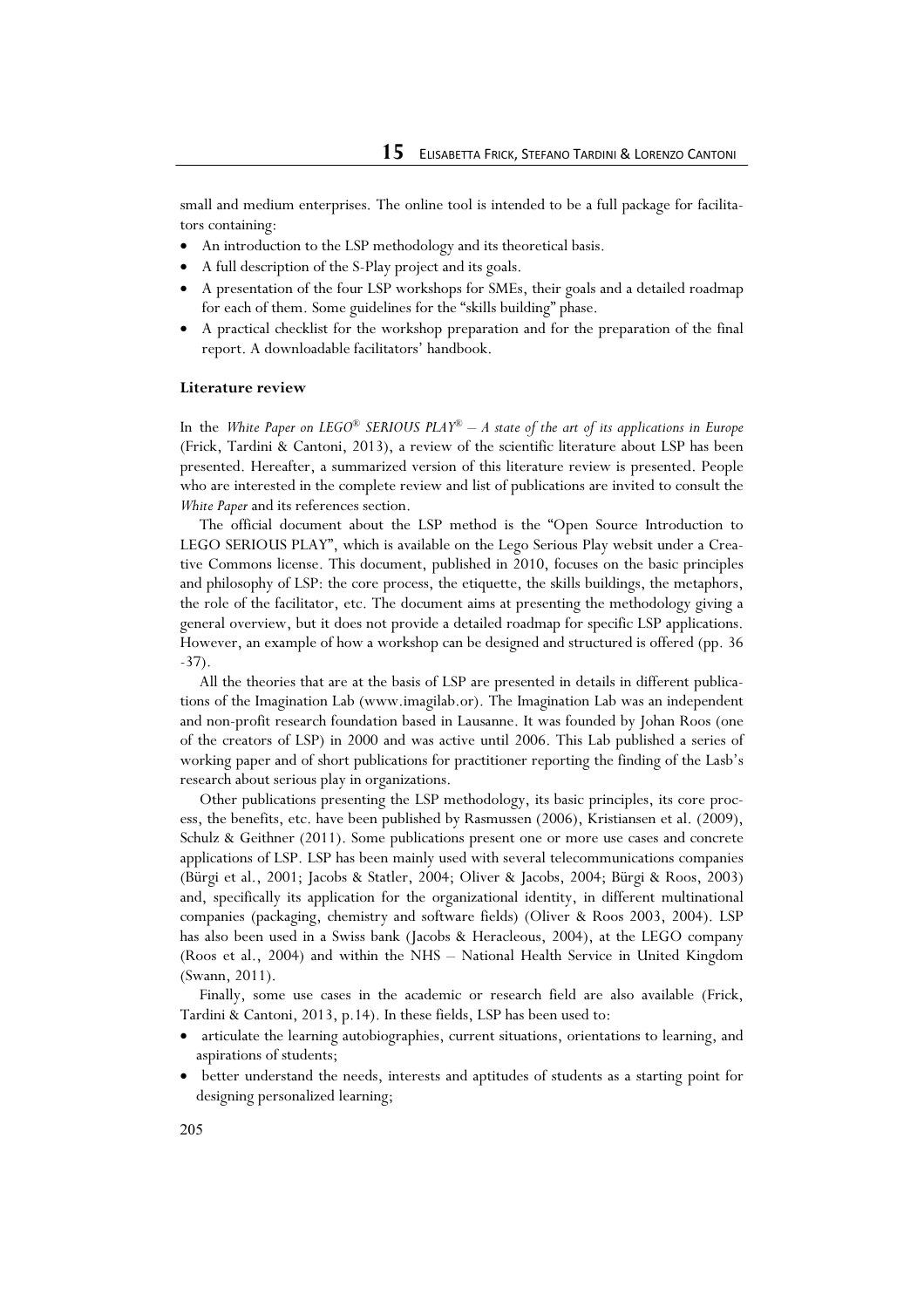small and medium enterprises. The online tool is intended to be a full package for facilitators containing:

- An introduction to the LSP methodology and its theoretical basis.
- A full description of the S-Play project and its goals.
- A presentation of the four LSP workshops for SMEs, their goals and a detailed roadmap for each of them. Some guidelines for the "skills building" phase.
- A practical checklist for the workshop preparation and for the preparation of the final report. A downloadable facilitators' handbook.

### Literature review

In the *White Paper on LEGO® SERIOUS PLAY® – A state of the art of its applications in Europe* (Frick, Tardini & Cantoni, 2013), a review of the scientific literature about LSP has been presented. Hereafter, a summarized version of this literature review is presented. People who are interested in the complete review and list of publications are invited to consult the *White Paper* and its references section.

The official document about the LSP method is the "Open Source Introduction to LEGO SERIOUS PLAY", which is available on the Lego Serious Play websit under a Creative Commons license. This document, published in 2010, focuses on the basic principles and philosophy of LSP: the core process, the etiquette, the skills buildings, the metaphors, the role of the facilitator, etc. The document aims at presenting the methodology giving a general overview, but it does not provide a detailed roadmap for specific LSP applications. However, an example of how a workshop can be designed and structured is offered (pp. 36 -37).

All the theories that are at the basis of LSP are presented in details in different publications of the Imagination Lab (www.imagilab.or). The Imagination Lab was an independent and non-profit research foundation based in Lausanne. It was founded by Johan Roos (one of the creators of LSP) in 2000 and was active until 2006. This Lab published a series of working paper and of short publications for practitioner reporting the finding of the Lasb's research about serious play in organizations.

Other publications presenting the LSP methodology, its basic principles, its core process, the benefits, etc. have been published by Rasmussen (2006), Kristiansen et al. (2009), Schulz & Geithner (2011). Some publications present one or more use cases and concrete applications of LSP. LSP has been mainly used with several telecommunications companies (Bürgi et al., 2001; Jacobs & Statler, 2004; Oliver & Jacobs, 2004; Bürgi & Roos, 2003) and, specifically its application for the organizational identity, in different multinational companies (packaging, chemistry and software fields) (Oliver & Roos 2003, 2004). LSP has also been used in a Swiss bank (Jacobs & Heracleous, 2004), at the LEGO company (Roos et al., 2004) and within the NHS – National Health Service in United Kingdom (Swann, 2011).

Finally, some use cases in the academic or research field are also available (Frick, Tardini & Cantoni, 2013, p.14). In these fields, LSP has been used to:

- articulate the learning autobiographies, current situations, orientations to learning, and aspirations of students;
- better understand the needs, interests and aptitudes of students as a starting point for designing personalized learning;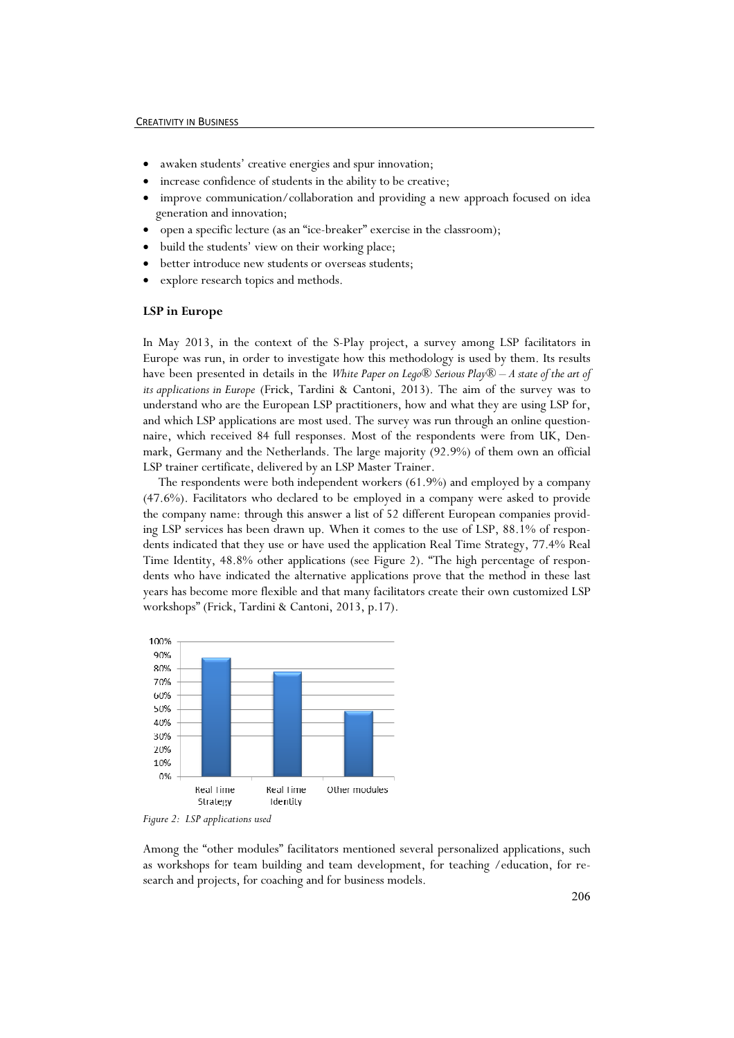- awaken students' creative energies and spur innovation;
- increase confidence of students in the ability to be creative;
- improve communication/collaboration and providing a new approach focused on idea generation and innovation;
- open a specific lecture (as an "ice-breaker" exercise in the classroom);
- build the students' view on their working place;
- better introduce new students or overseas students;
- explore research topics and methods.

### LSP in Europe

In May 2013, in the context of the S-Play project, a survey among LSP facilitators in Europe was run, in order to investigate how this methodology is used by them. Its results have been presented in details in the *White Paper on Lego® Serious Play® – A state of the art of its applications in Europe* (Frick, Tardini & Cantoni, 2013). The aim of the survey was to understand who are the European LSP practitioners, how and what they are using LSP for, and which LSP applications are most used. The survey was run through an online questionnaire, which received 84 full responses. Most of the respondents were from UK, Denmark, Germany and the Netherlands. The large majority (92.9%) of them own an official LSP trainer certificate, delivered by an LSP Master Trainer.

The respondents were both independent workers (61.9%) and employed by a company (47.6%). Facilitators who declared to be employed in a company were asked to provide the company name: through this answer a list of 52 different European companies providing LSP services has been drawn up. When it comes to the use of LSP, 88.1% of respondents indicated that they use or have used the application Real Time Strategy, 77.4% Real Time Identity, 48.8% other applications (see Figure 2). "The high percentage of respondents who have indicated the alternative applications prove that the method in these last years has become more flexible and that many facilitators create their own customized LSP workshops" (Frick, Tardini & Cantoni, 2013, p.17).

| | Real Time Strategy | Real Time Identity | Other modules |
|---|---|---|---|
| Share | 88.1% | 77.4% | 48.8% |

*Figure 2: LSP applications used*

Among the "other modules" facilitators mentioned several personalized applications, such as workshops for team building and team development, for teaching /education, for research and projects, for coaching and for business models.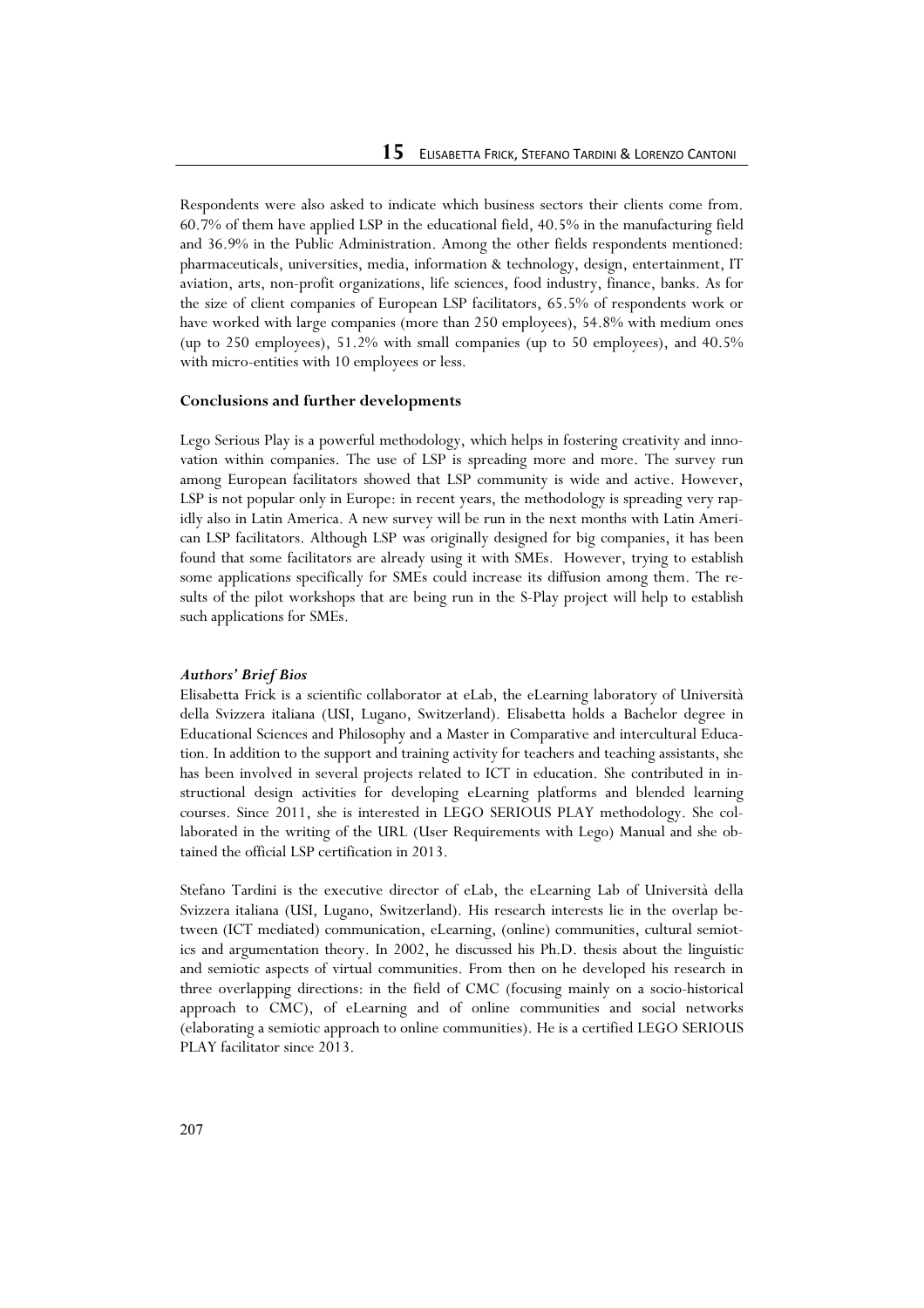Respondents were also asked to indicate which business sectors their clients come from. 60.7% of them have applied LSP in the educational field, 40.5% in the manufacturing field and 36.9% in the Public Administration. Among the other fields respondents mentioned: pharmaceuticals, universities, media, information & technology, design, entertainment, IT aviation, arts, non-profit organizations, life sciences, food industry, finance, banks. As for the size of client companies of European LSP facilitators, 65.5% of respondents work or have worked with large companies (more than 250 employees), 54.8% with medium ones (up to 250 employees), 51.2% with small companies (up to 50 employees), and 40.5% with micro-entities with 10 employees or less.

## Conclusions and further developments

Lego Serious Play is a powerful methodology, which helps in fostering creativity and innovation within companies. The use of LSP is spreading more and more. The survey run among European facilitators showed that LSP community is wide and active. However, LSP is not popular only in Europe: in recent years, the methodology is spreading very rapidly also in Latin America. A new survey will be run in the next months with Latin American LSP facilitators. Although LSP was originally designed for big companies, it has been found that some facilitators are already using it with SMEs. However, trying to establish some applications specifically for SMEs could increase its diffusion among them. The results of the pilot workshops that are being run in the S-Play project will help to establish such applications for SMEs.

### *Authors' Brief Bios*

Elisabetta Frick is a scientific collaborator at eLab, the eLearning laboratory of Università della Svizzera italiana (USI, Lugano, Switzerland). Elisabetta holds a Bachelor degree in Educational Sciences and Philosophy and a Master in Comparative and intercultural Education. In addition to the support and training activity for teachers and teaching assistants, she has been involved in several projects related to ICT in education. She contributed in instructional design activities for developing eLearning platforms and blended learning courses. Since 2011, she is interested in LEGO SERIOUS PLAY methodology. She collaborated in the writing of the URL (User Requirements with Lego) Manual and she obtained the official LSP certification in 2013.

Stefano Tardini is the executive director of eLab, the eLearning Lab of Università della Svizzera italiana (USI, Lugano, Switzerland). His research interests lie in the overlap between (ICT mediated) communication, eLearning, (online) communities, cultural semiotics and argumentation theory. In 2002, he discussed his Ph.D. thesis about the linguistic and semiotic aspects of virtual communities. From then on he developed his research in three overlapping directions: in the field of CMC (focusing mainly on a socio-historical approach to CMC), of eLearning and of online communities and social networks (elaborating a semiotic approach to online communities). He is a certified LEGO SERIOUS PLAY facilitator since 2013.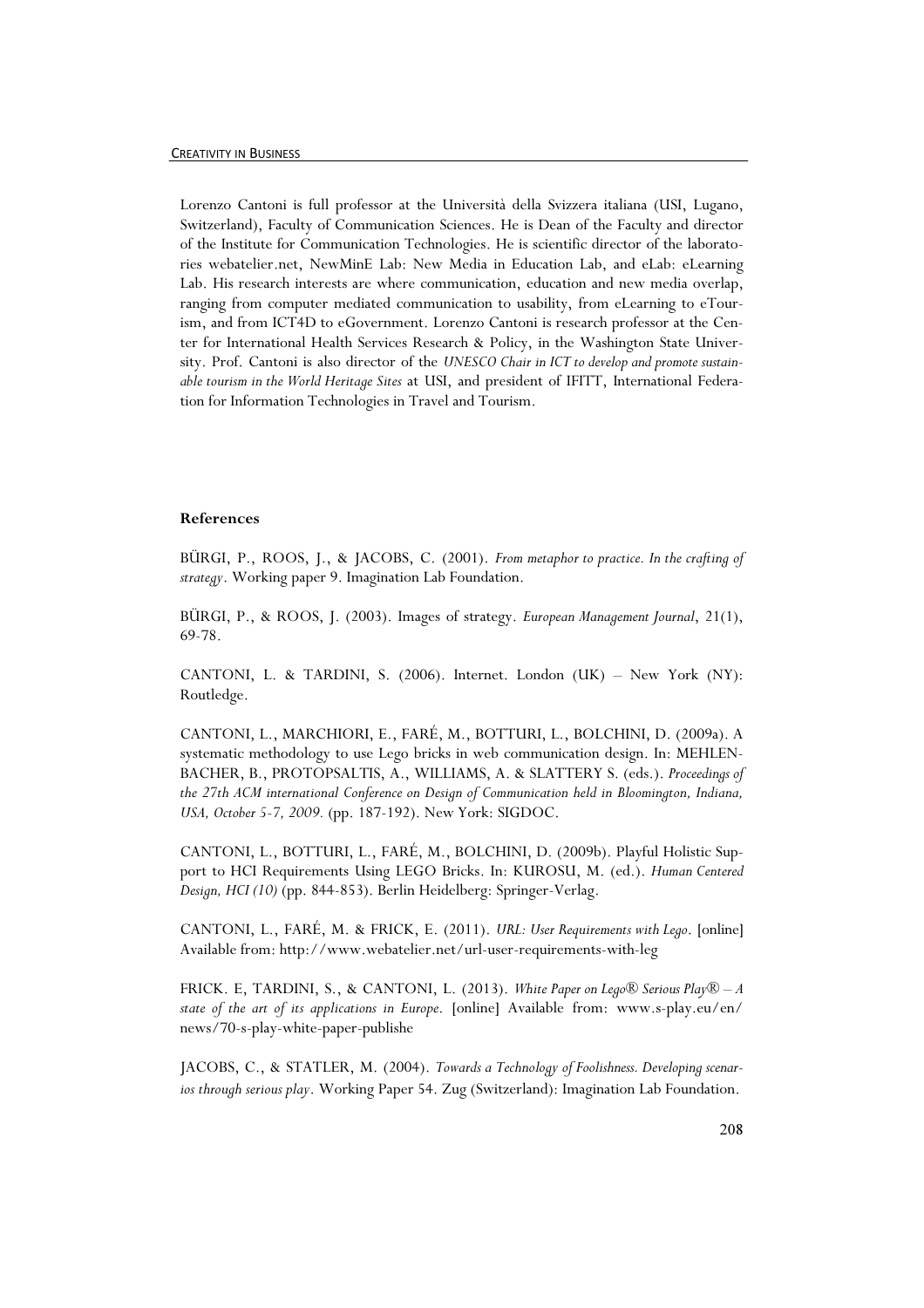Lorenzo Cantoni is full professor at the Università della Svizzera italiana (USI, Lugano, Switzerland), Faculty of Communication Sciences. He is Dean of the Faculty and director of the Institute for Communication Technologies. He is scientific director of the laboratories webatelier.net, NewMinE Lab: New Media in Education Lab, and eLab: eLearning Lab. His research interests are where communication, education and new media overlap, ranging from computer mediated communication to usability, from eLearning to eTourism, and from ICT4D to eGovernment. Lorenzo Cantoni is research professor at the Center for International Health Services Research & Policy, in the Washington State University. Prof. Cantoni is also director of the *UNESCO Chair in ICT to develop and promote sustainable tourism in the World Heritage Sites* at USI, and president of IFITT, International Federation for Information Technologies in Travel and Tourism.

## References

BÜRGI, P., ROOS, J., & JACOBS, C. (2001). *From metaphor to practice. In the crafting of strategy*. Working paper 9. Imagination Lab Foundation.

BÜRGI, P., & ROOS, J. (2003). Images of strategy. *European Management Journal*, 21(1), 69-78.

CANTONI, L. & TARDINI, S. (2006). Internet. London (UK) – New York (NY): Routledge.

CANTONI, L., MARCHIORI, E., FARÉ, M., BOTTURI, L., BOLCHINI, D. (2009a). A systematic methodology to use Lego bricks in web communication design. In: MEHLENBACHER, B., PROTOPSALTIS, A., WILLIAMS, A. & SLATTERY S. (eds.). *Proceedings of the 27th ACM international Conference on Design of Communication held in Bloomington, Indiana, USA, October 5-7, 2009.* (pp. 187-192). New York: SIGDOC.

CANTONI, L., BOTTURI, L., FARÉ, M., BOLCHINI, D. (2009b). Playful Holistic Support to HCI Requirements Using LEGO Bricks. In: KUROSU, M. (ed.). *Human Centered Design, HCI (10)* (pp. 844-853). Berlin Heidelberg: Springer-Verlag.

CANTONI, L., FARÉ, M. & FRICK, E. (2011). *URL: User Requirements with Lego*. [online] Available from: http://www.webatelier.net/url-user-requirements-with-leg

FRICK. E, TARDINI, S., & CANTONI, L. (2013). *White Paper on Lego® Serious Play® – A state of the art of its applications in Europe*. [online] Available from: www.s-play.eu/en/news/70-s-play-white-paper-publishe

JACOBS, C., & STATLER, M. (2004). *Towards a Technology of Foolishness. Developing scenarios through serious play*. Working Paper 54. Zug (Switzerland): Imagination Lab Foundation.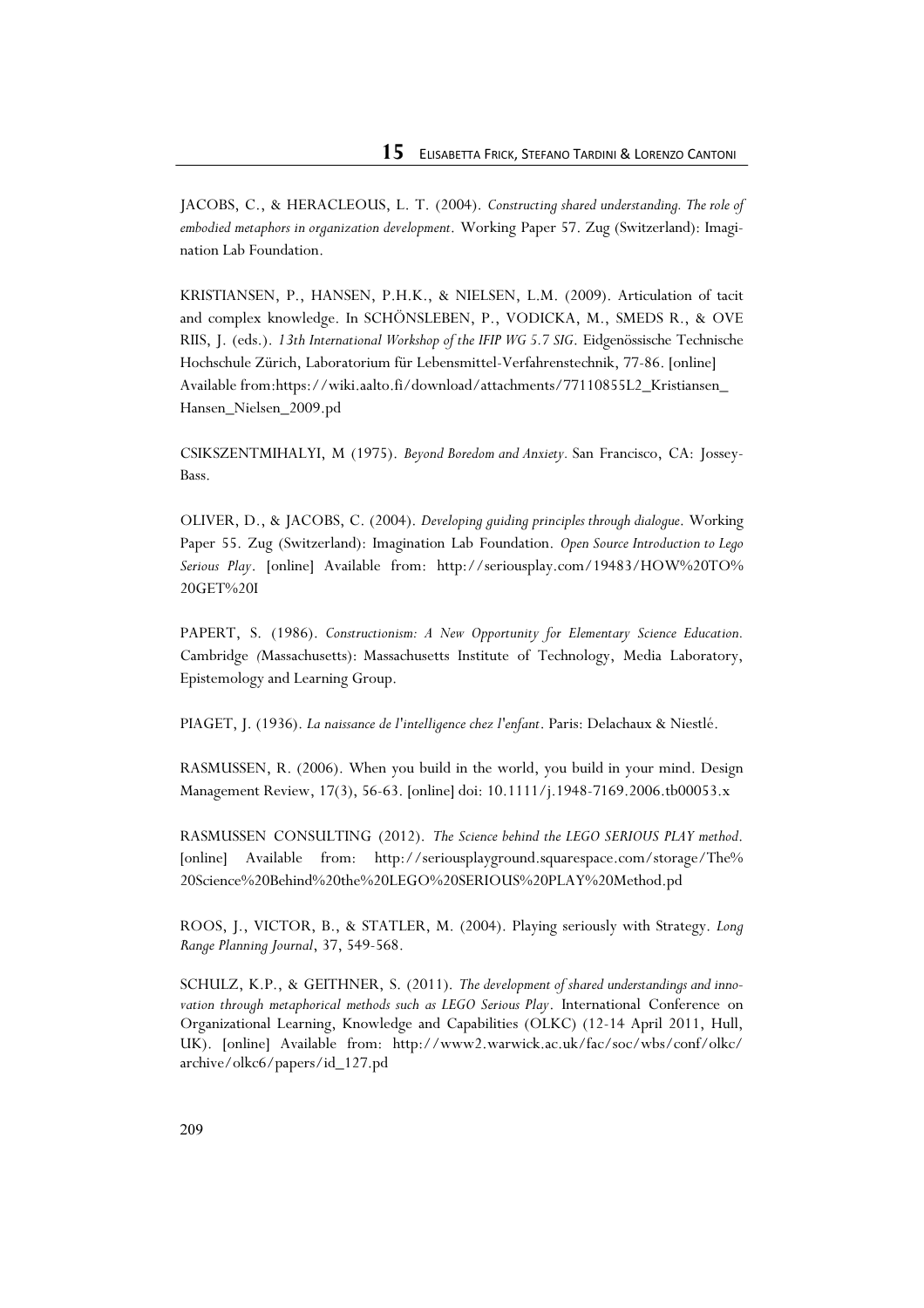JACOBS, C., & HERACLEOUS, L. T. (2004). *Constructing shared understanding. The role of embodied metaphors in organization development*. Working Paper 57. Zug (Switzerland): Imagination Lab Foundation.

KRISTIANSEN, P., HANSEN, P.H.K., & NIELSEN, L.M. (2009). Articulation of tacit and complex knowledge. In SCHÖNSLEBEN, P., VODICKA, M., SMEDS R., & OVE RIIS, J. (eds.). *13th International Workshop of the IFIP WG 5.7 SIG*. Eidgenössische Technische Hochschule Zürich, Laboratorium für Lebensmittel-Verfahrenstechnik, 77-86. [online] Available from:https://wiki.aalto.fi/download/attachments/77110855L2_Kristiansen_Hansen_Nielsen_2009.pd

CSIKSZENTMIHALYI, M (1975). *Beyond Boredom and Anxiety*. San Francisco, CA: Jossey-Bass.

OLIVER, D., & JACOBS, C. (2004). *Developing guiding principles through dialogue*. Working Paper 55. Zug (Switzerland): Imagination Lab Foundation. *Open Source Introduction to Lego Serious Play*. [online] Available from: http://seriousplay.com/19483/HOW%20TO%20GET%20I

PAPERT, S. (1986). *Constructionism: A New Opportunity for Elementary Science Education*. Cambridge (Massachusetts): Massachusetts Institute of Technology, Media Laboratory, Epistemology and Learning Group.

PIAGET, J. (1936). *La naissance de l'intelligence chez l'enfant*. Paris: Delachaux & Niestlé.

RASMUSSEN, R. (2006). When you build in the world, you build in your mind. Design Management Review, 17(3), 56-63. [online] doi: 10.1111/j.1948-7169.2006.tb00053.x

RASMUSSEN CONSULTING (2012). *The Science behind the LEGO SERIOUS PLAY method*. [online] Available from: http://seriousplayground.squarespace.com/storage/The%20Science%20Behind%20the%20LEGO%20SERIOUS%20PLAY%20Method.pd

ROOS, J., VICTOR, B., & STATLER, M. (2004). Playing seriously with Strategy. *Long Range Planning Journal*, 37, 549-568.

SCHULZ, K.P., & GEITHNER, S. (2011). *The development of shared understandings and innovation through metaphorical methods such as LEGO Serious Play*. International Conference on Organizational Learning, Knowledge and Capabilities (OLKC) (12-14 April 2011, Hull, UK). [online] Available from: http://www2.warwick.ac.uk/fac/soc/wbs/conf/olkc/archive/olkc6/papers/id_127.pd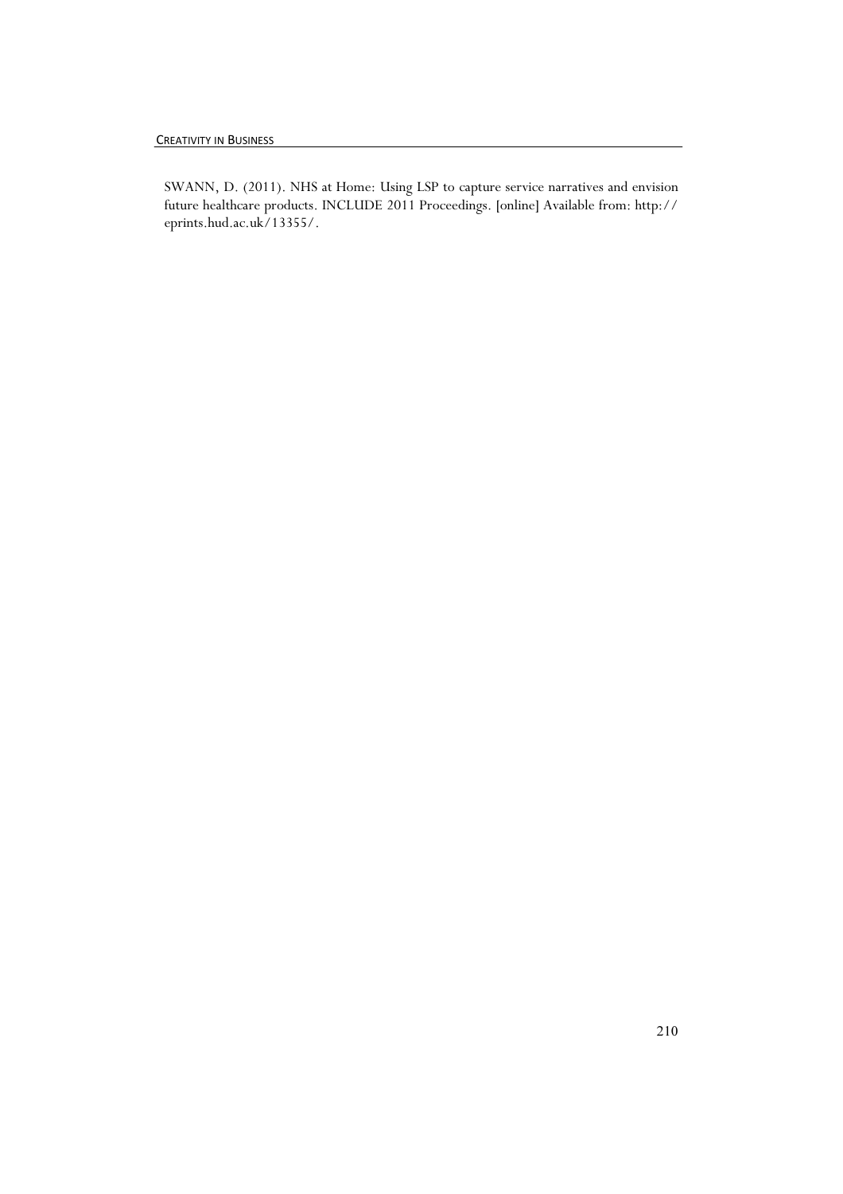SWANN, D. (2011). NHS at Home: Using LSP to capture service narratives and envision future healthcare products. INCLUDE 2011 Proceedings. [online] Available from: http://eprints.hud.ac.uk/13355/.